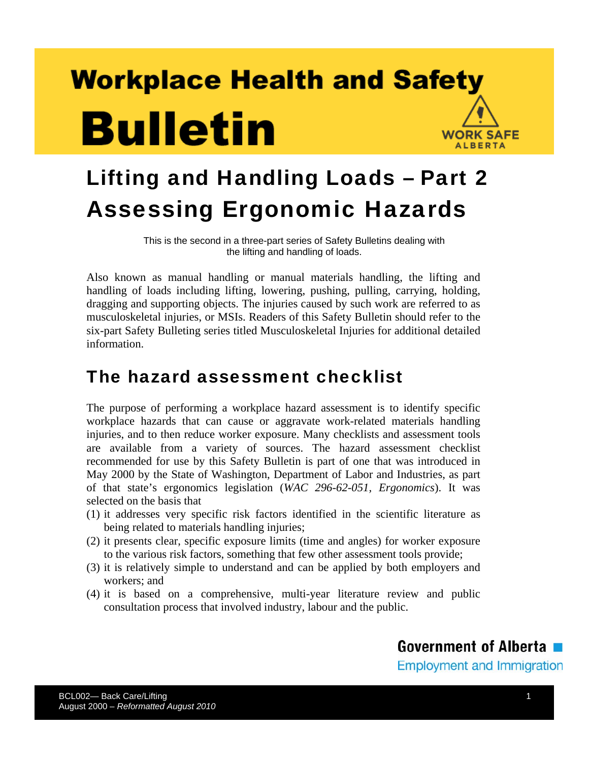# Workplace Health and Safety Bulletin

WORK SAFE ALBERTA

## Lifting and Handling Loads – Part 2 Assessing Ergonomic Hazards

This is the second in a three-part series of Safety Bulletins dealing with the lifting and handling of loads.

Also known as manual handling or manual materials handling, the lifting and handling of loads including lifting, lowering, pushing, pulling, carrying, holding, dragging and supporting objects. The injuries caused by such work are referred to as musculoskeletal injuries, or MSIs. Readers of this Safety Bulletin should refer to the six-part Safety Bulleting series titled Musculoskeletal Injuries for additional detailed information.

## The hazard assessment checklist

The purpose of performing a workplace hazard assessment is to identify specific workplace hazards that can cause or aggravate work-related materials handling injuries, and to then reduce worker exposure. Many checklists and assessment tools are available from a variety of sources. The hazard assessment checklist recommended for use by this Safety Bulletin is part of one that was introduced in May 2000 by the State of Washington, Department of Labor and Industries, as part of that state's ergonomics legislation (*WAC 296-62-051, Ergonomics*). It was selected on the basis that

(1) it addresses very specific risk factors identified in the scientific literature as being related to materials handling injuries;
(2) it presents clear, specific exposure limits (time and angles) for worker exposure to the various risk factors, something that few other assessment tools provide;
(3) it is relatively simple to understand and can be applied by both employers and workers; and
(4) it is based on a comprehensive, multi-year literature review and public consultation process that involved industry, labour and the public.

Government of Alberta
Employment and Immigration

BCL002— Back Care/Lifting
August 2000 – *Reformatted August 2010*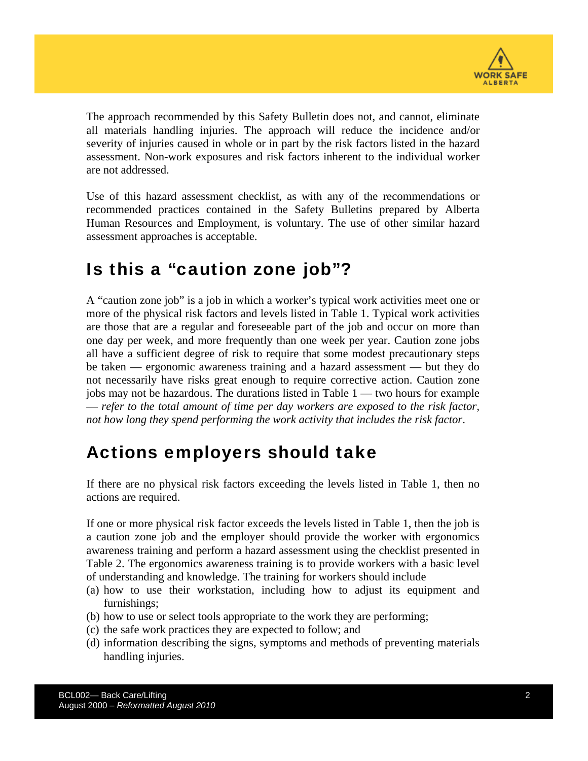The approach recommended by this Safety Bulletin does not, and cannot, eliminate all materials handling injuries. The approach will reduce the incidence and/or severity of injuries caused in whole or in part by the risk factors listed in the hazard assessment. Non-work exposures and risk factors inherent to the individual worker are not addressed.

Use of this hazard assessment checklist, as with any of the recommendations or recommended practices contained in the Safety Bulletins prepared by Alberta Human Resources and Employment, is voluntary. The use of other similar hazard assessment approaches is acceptable.

## Is this a "caution zone job"?

A "caution zone job" is a job in which a worker's typical work activities meet one or more of the physical risk factors and levels listed in Table 1. Typical work activities are those that are a regular and foreseeable part of the job and occur on more than one day per week, and more frequently than one week per year. Caution zone jobs all have a sufficient degree of risk to require that some modest precautionary steps be taken — ergonomic awareness training and a hazard assessment — but they do not necessarily have risks great enough to require corrective action. Caution zone jobs may not be hazardous. The durations listed in Table 1 — two hours for example — *refer to the total amount of time per day workers are exposed to the risk factor, not how long they spend performing the work activity that includes the risk factor*.

## Actions employers should take

If there are no physical risk factors exceeding the levels listed in Table 1, then no actions are required.

If one or more physical risk factor exceeds the levels listed in Table 1, then the job is a caution zone job and the employer should provide the worker with ergonomics awareness training and perform a hazard assessment using the checklist presented in Table 2. The ergonomics awareness training is to provide workers with a basic level of understanding and knowledge. The training for workers should include

(a) how to use their workstation, including how to adjust its equipment and furnishings;
(b) how to use or select tools appropriate to the work they are performing;
(c) the safe work practices they are expected to follow; and
(d) information describing the signs, symptoms and methods of preventing materials handling injuries.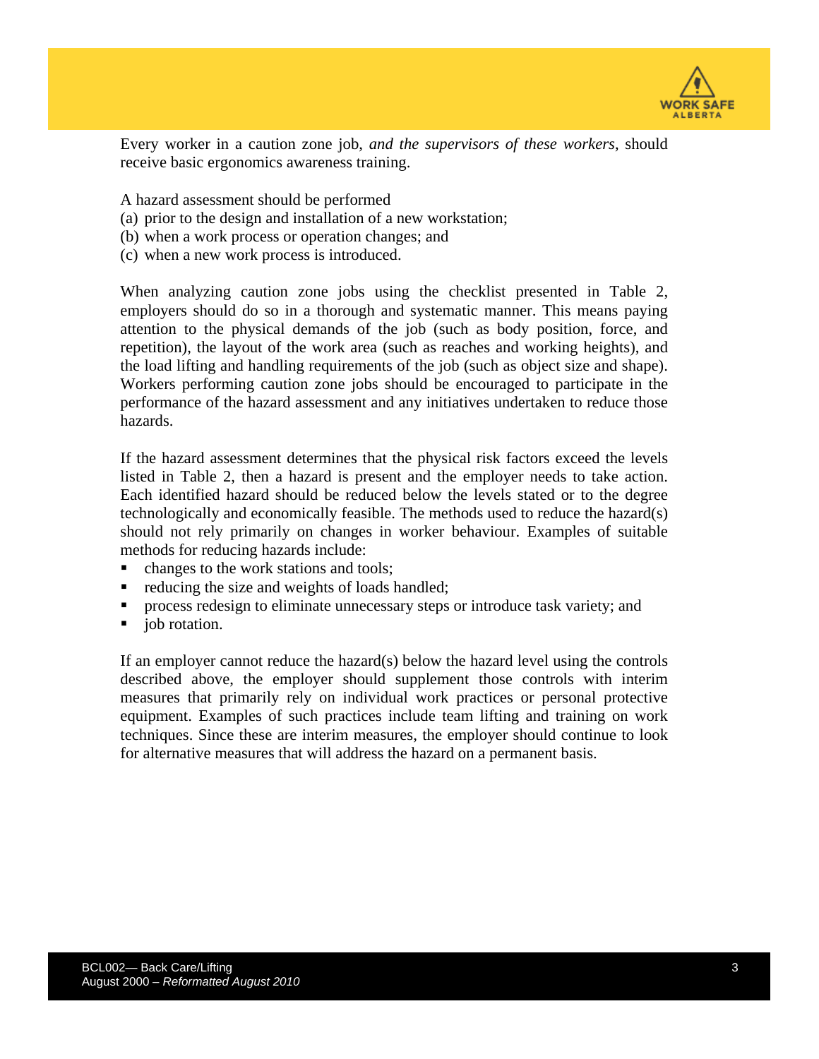Every worker in a caution zone job, *and the supervisors of these workers*, should receive basic ergonomics awareness training.

A hazard assessment should be performed
(a) prior to the design and installation of a new workstation;
(b) when a work process or operation changes; and
(c) when a new work process is introduced.

When analyzing caution zone jobs using the checklist presented in Table 2, employers should do so in a thorough and systematic manner. This means paying attention to the physical demands of the job (such as body position, force, and repetition), the layout of the work area (such as reaches and working heights), and the load lifting and handling requirements of the job (such as object size and shape). Workers performing caution zone jobs should be encouraged to participate in the performance of the hazard assessment and any initiatives undertaken to reduce those hazards.

If the hazard assessment determines that the physical risk factors exceed the levels listed in Table 2, then a hazard is present and the employer needs to take action. Each identified hazard should be reduced below the levels stated or to the degree technologically and economically feasible. The methods used to reduce the hazard(s) should not rely primarily on changes in worker behaviour. Examples of suitable methods for reducing hazards include:

- changes to the work stations and tools;
- reducing the size and weights of loads handled;
- process redesign to eliminate unnecessary steps or introduce task variety; and
- job rotation.

If an employer cannot reduce the hazard(s) below the hazard level using the controls described above, the employer should supplement those controls with interim measures that primarily rely on individual work practices or personal protective equipment. Examples of such practices include team lifting and training on work techniques. Since these are interim measures, the employer should continue to look for alternative measures that will address the hazard on a permanent basis.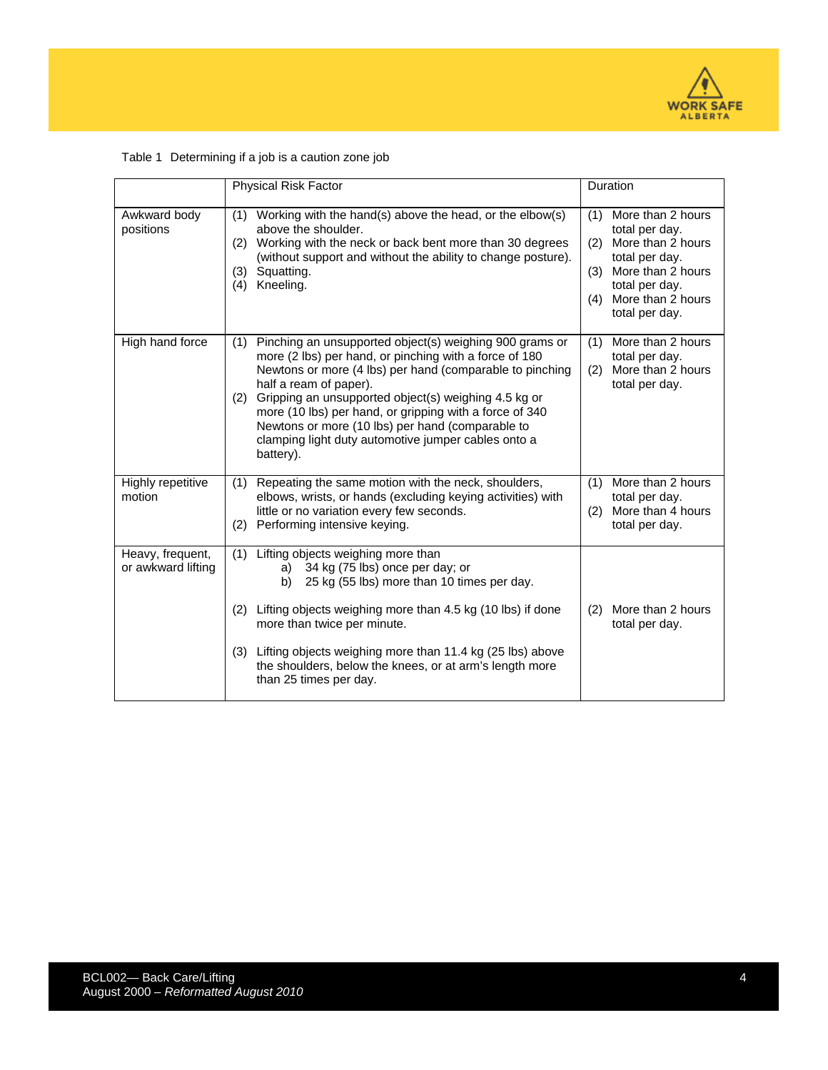Table 1 Determining if a job is a caution zone job

| | Physical Risk Factor | Duration |
|---|---|---|
| Awkward body positions | (1) Working with the hand(s) above the head, or the elbow(s) above the shoulder.<br>(2) Working with the neck or back bent more than 30 degrees (without support and without the ability to change posture).<br>(3) Squatting.<br>(4) Kneeling. | (1) More than 2 hours total per day.<br>(2) More than 2 hours total per day.<br>(3) More than 2 hours total per day.<br>(4) More than 2 hours total per day. |
| High hand force | (1) Pinching an unsupported object(s) weighing 900 grams or more (2 lbs) per hand, or pinching with a force of 180 Newtons or more (4 lbs) per hand (comparable to pinching half a ream of paper).<br>(2) Gripping an unsupported object(s) weighing 4.5 kg or more (10 lbs) per hand, or gripping with a force of 340 Newtons or more (10 lbs) per hand (comparable to clamping light duty automotive jumper cables onto a battery). | (1) More than 2 hours total per day.<br>(2) More than 2 hours total per day. |
| Highly repetitive motion | (1) Repeating the same motion with the neck, shoulders, elbows, wrists, or hands (excluding keying activities) with little or no variation every few seconds.<br>(2) Performing intensive keying. | (1) More than 2 hours total per day.<br>(2) More than 4 hours total per day. |
| Heavy, frequent, or awkward lifting | (1) Lifting objects weighing more than<br>a) 34 kg (75 lbs) once per day; or<br>b) 25 kg (55 lbs) more than 10 times per day.<br><br>(2) Lifting objects weighing more than 4.5 kg (10 lbs) if done more than twice per minute.<br><br>(3) Lifting objects weighing more than 11.4 kg (25 lbs) above the shoulders, below the knees, or at arm's length more than 25 times per day. | (2) More than 2 hours total per day. |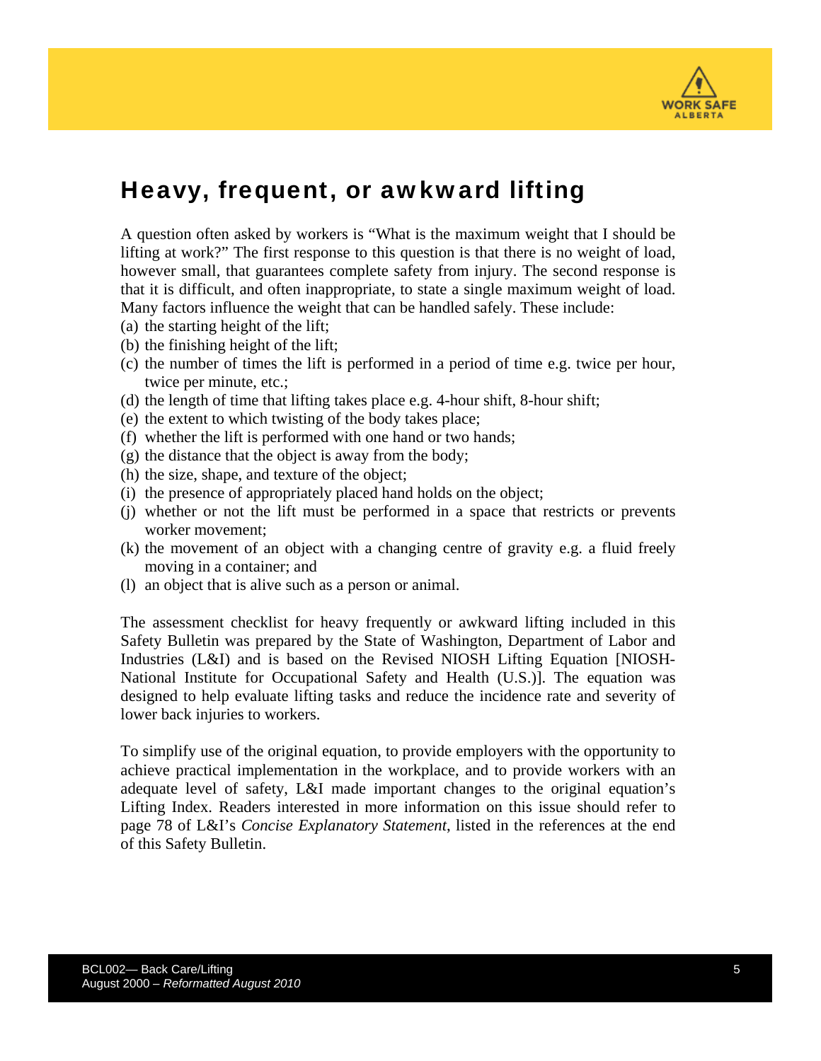## Heavy, frequent, or awkward lifting

A question often asked by workers is "What is the maximum weight that I should be lifting at work?" The first response to this question is that there is no weight of load, however small, that guarantees complete safety from injury. The second response is that it is difficult, and often inappropriate, to state a single maximum weight of load. Many factors influence the weight that can be handled safely. These include:

(a) the starting height of the lift;
(b) the finishing height of the lift;
(c) the number of times the lift is performed in a period of time e.g. twice per hour, twice per minute, etc.;
(d) the length of time that lifting takes place e.g. 4-hour shift, 8-hour shift;
(e) the extent to which twisting of the body takes place;
(f) whether the lift is performed with one hand or two hands;
(g) the distance that the object is away from the body;
(h) the size, shape, and texture of the object;
(i) the presence of appropriately placed hand holds on the object;
(j) whether or not the lift must be performed in a space that restricts or prevents worker movement;
(k) the movement of an object with a changing centre of gravity e.g. a fluid freely moving in a container; and
(l) an object that is alive such as a person or animal.

The assessment checklist for heavy frequently or awkward lifting included in this Safety Bulletin was prepared by the State of Washington, Department of Labor and Industries (L&I) and is based on the Revised NIOSH Lifting Equation [NIOSH-National Institute for Occupational Safety and Health (U.S.)]. The equation was designed to help evaluate lifting tasks and reduce the incidence rate and severity of lower back injuries to workers.

To simplify use of the original equation, to provide employers with the opportunity to achieve practical implementation in the workplace, and to provide workers with an adequate level of safety, L&I made important changes to the original equation's Lifting Index. Readers interested in more information on this issue should refer to page 78 of L&I's *Concise Explanatory Statement*, listed in the references at the end of this Safety Bulletin.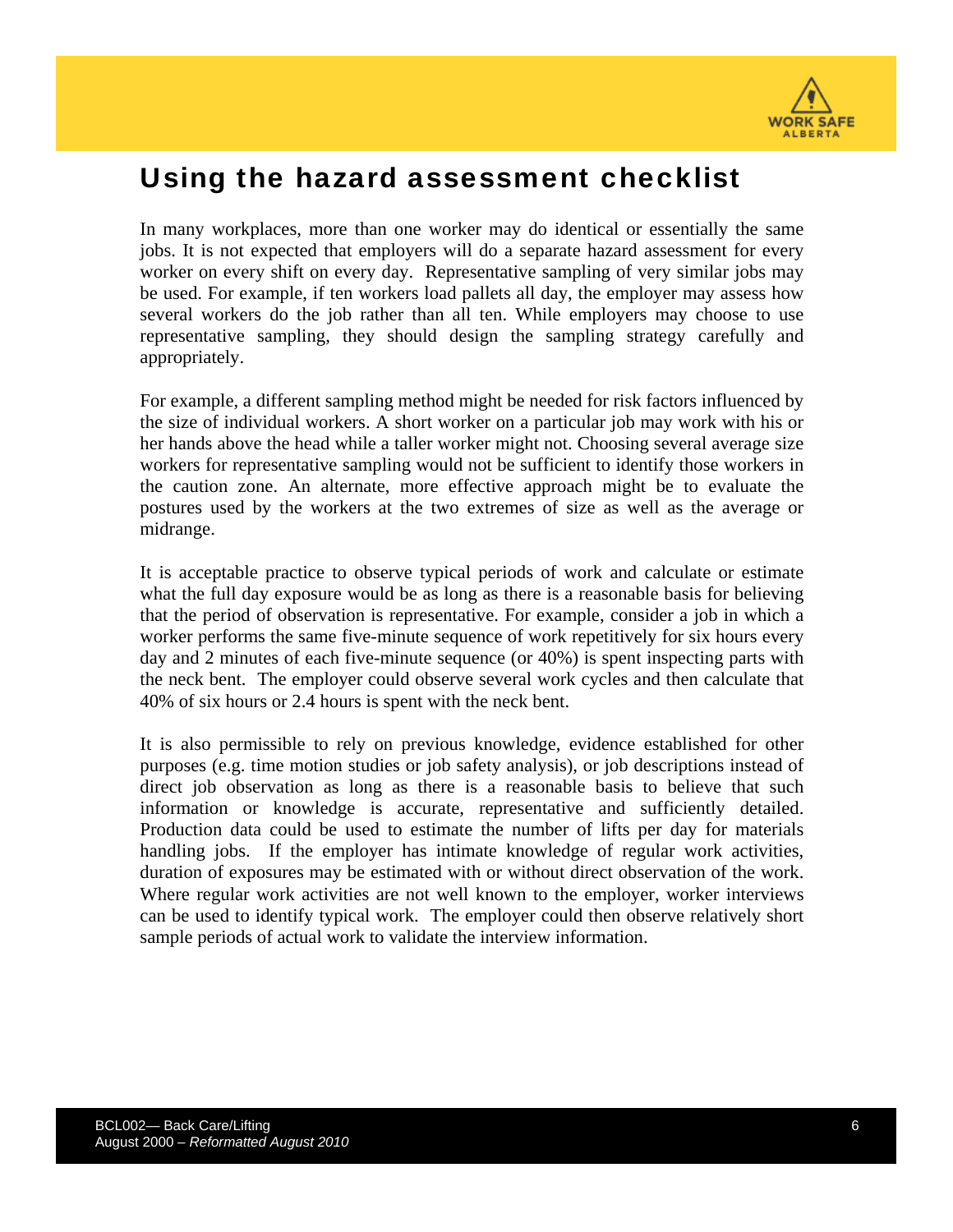## Using the hazard assessment checklist

In many workplaces, more than one worker may do identical or essentially the same jobs. It is not expected that employers will do a separate hazard assessment for every worker on every shift on every day. Representative sampling of very similar jobs may be used. For example, if ten workers load pallets all day, the employer may assess how several workers do the job rather than all ten. While employers may choose to use representative sampling, they should design the sampling strategy carefully and appropriately.

For example, a different sampling method might be needed for risk factors influenced by the size of individual workers. A short worker on a particular job may work with his or her hands above the head while a taller worker might not. Choosing several average size workers for representative sampling would not be sufficient to identify those workers in the caution zone. An alternate, more effective approach might be to evaluate the postures used by the workers at the two extremes of size as well as the average or midrange.

It is acceptable practice to observe typical periods of work and calculate or estimate what the full day exposure would be as long as there is a reasonable basis for believing that the period of observation is representative. For example, consider a job in which a worker performs the same five-minute sequence of work repetitively for six hours every day and 2 minutes of each five-minute sequence (or 40%) is spent inspecting parts with the neck bent. The employer could observe several work cycles and then calculate that 40% of six hours or 2.4 hours is spent with the neck bent.

It is also permissible to rely on previous knowledge, evidence established for other purposes (e.g. time motion studies or job safety analysis), or job descriptions instead of direct job observation as long as there is a reasonable basis to believe that such information or knowledge is accurate, representative and sufficiently detailed. Production data could be used to estimate the number of lifts per day for materials handling jobs. If the employer has intimate knowledge of regular work activities, duration of exposures may be estimated with or without direct observation of the work. Where regular work activities are not well known to the employer, worker interviews can be used to identify typical work. The employer could then observe relatively short sample periods of actual work to validate the interview information.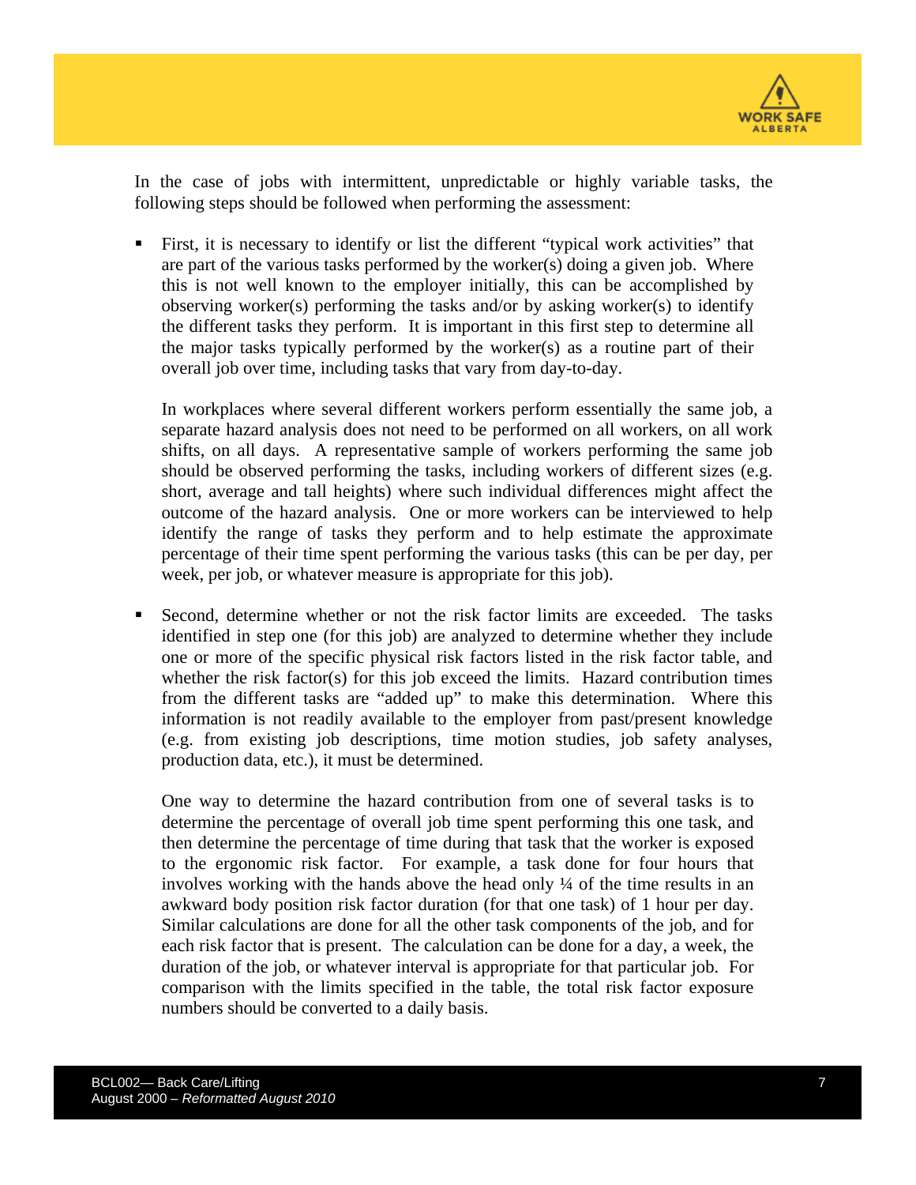In the case of jobs with intermittent, unpredictable or highly variable tasks, the following steps should be followed when performing the assessment:

- First, it is necessary to identify or list the different "typical work activities" that are part of the various tasks performed by the worker(s) doing a given job. Where this is not well known to the employer initially, this can be accomplished by observing worker(s) performing the tasks and/or by asking worker(s) to identify the different tasks they perform. It is important in this first step to determine all the major tasks typically performed by the worker(s) as a routine part of their overall job over time, including tasks that vary from day-to-day.

  In workplaces where several different workers perform essentially the same job, a separate hazard analysis does not need to be performed on all workers, on all work shifts, on all days. A representative sample of workers performing the same job should be observed performing the tasks, including workers of different sizes (e.g. short, average and tall heights) where such individual differences might affect the outcome of the hazard analysis. One or more workers can be interviewed to help identify the range of tasks they perform and to help estimate the approximate percentage of their time spent performing the various tasks (this can be per day, per week, per job, or whatever measure is appropriate for this job).

- Second, determine whether or not the risk factor limits are exceeded. The tasks identified in step one (for this job) are analyzed to determine whether they include one or more of the specific physical risk factors listed in the risk factor table, and whether the risk factor(s) for this job exceed the limits. Hazard contribution times from the different tasks are "added up" to make this determination. Where this information is not readily available to the employer from past/present knowledge (e.g. from existing job descriptions, time motion studies, job safety analyses, production data, etc.), it must be determined.

  One way to determine the hazard contribution from one of several tasks is to determine the percentage of overall job time spent performing this one task, and then determine the percentage of time during that task that the worker is exposed to the ergonomic risk factor. For example, a task done for four hours that involves working with the hands above the head only ¼ of the time results in an awkward body position risk factor duration (for that one task) of 1 hour per day. Similar calculations are done for all the other task components of the job, and for each risk factor that is present. The calculation can be done for a day, a week, the duration of the job, or whatever interval is appropriate for that particular job. For comparison with the limits specified in the table, the total risk factor exposure numbers should be converted to a daily basis.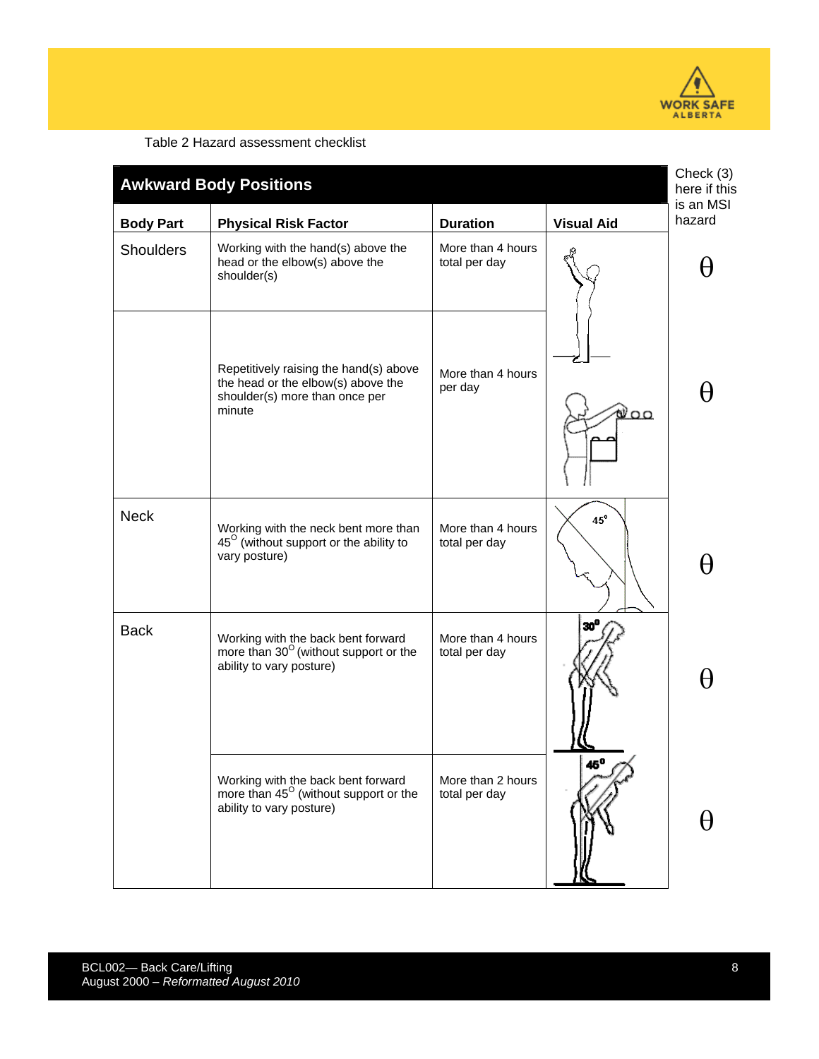Table 2 Hazard assessment checklist

| **Awkward Body Positions** | | | | Check (3) here if this is an MSI hazard |
|---|---|---|---|---|
| **Body Part** | **Physical Risk Factor** | **Duration** | **Visual Aid** | |
| Shoulders | Working with the hand(s) above the head or the elbow(s) above the shoulder(s) | More than 4 hours total per day | | θ |
| | Repetitively raising the hand(s) above the head or the elbow(s) above the shoulder(s) more than once per minute | More than 4 hours per day | | θ |
| Neck | Working with the neck bent more than 45$^{O}$ (without support or the ability to vary posture) | More than 4 hours total per day | 45° | θ |
| Back | Working with the back bent forward more than 30$^{O}$ (without support or the ability to vary posture) | More than 4 hours total per day | 30° | θ |
| | Working with the back bent forward more than 45$^{O}$ (without support or the ability to vary posture) | More than 2 hours total per day | 45° | θ |

BCL002— Back Care/Lifting
August 2000 – *Reformatted August 2010*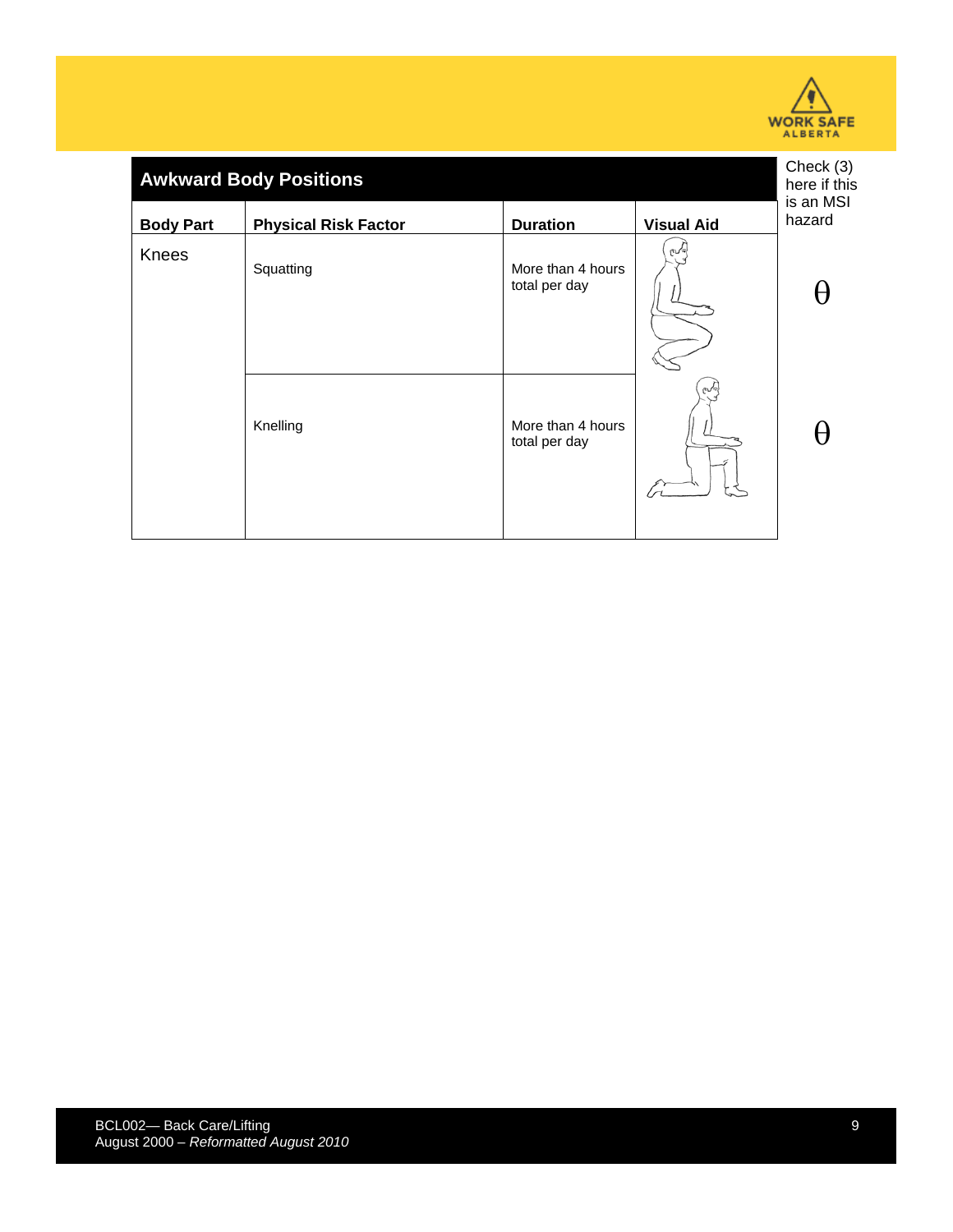## Awkward Body Positions

| Body Part | Physical Risk Factor | Duration | Visual Aid | Check (3) here if this is an MSI hazard |
|---|---|---|---|---|
| Knees | Squatting | More than 4 hours total per day | | θ |
| | Knelling | More than 4 hours total per day | | θ |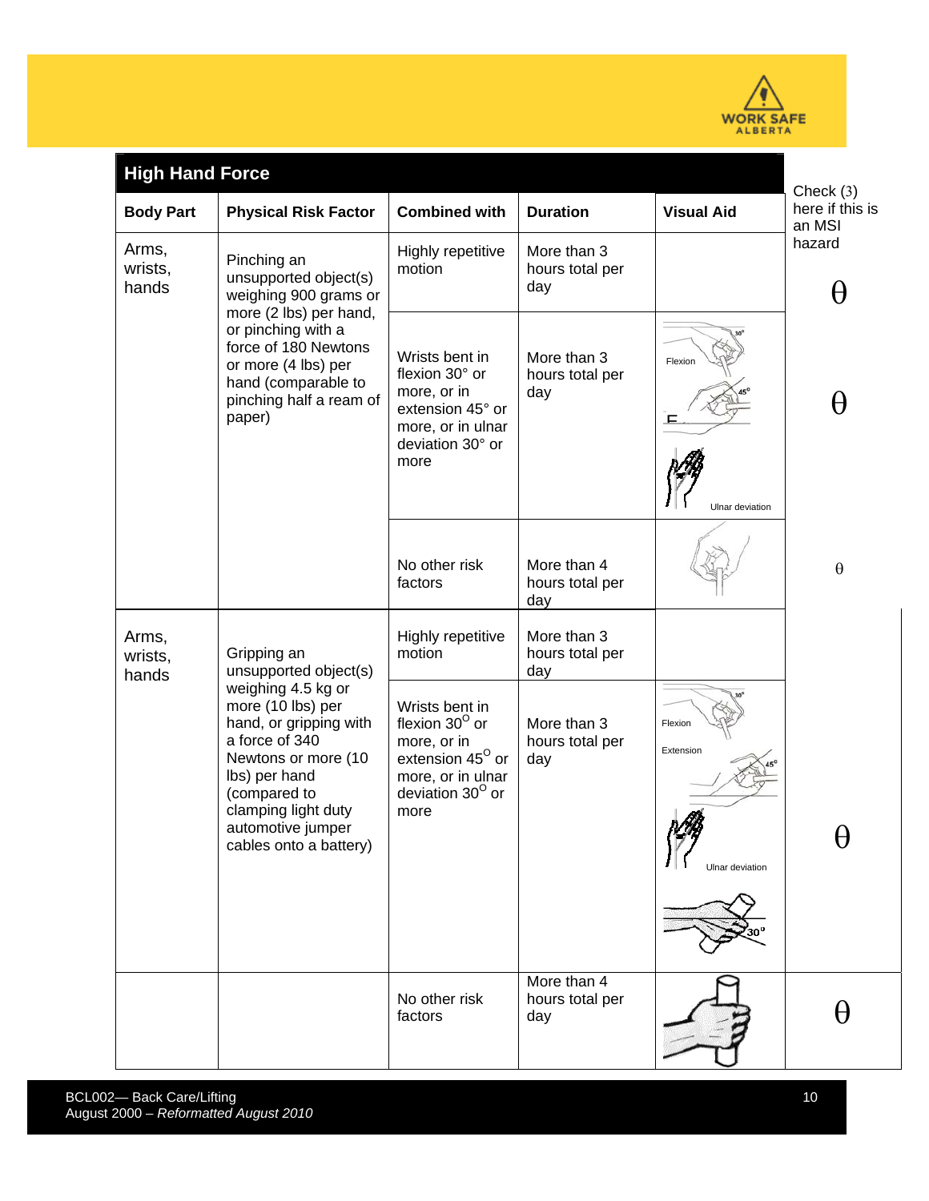## High Hand Force

| Body Part | Physical Risk Factor | Combined with | Duration | Visual Aid | Check (3) here if this is an MSI hazard |
|---|---|---|---|---|---|
| Arms, wrists, hands | Pinching an unsupported object(s) weighing 900 grams or more (2 lbs) per hand, or pinching with a force of 180 Newtons or more (4 lbs) per hand (comparable to pinching half a ream of paper) | Highly repetitive motion | More than 3 hours total per day | | θ |
| | | Wrists bent in flexion 30° or more, or in extension 45° or more, or in ulnar deviation 30° or more | More than 3 hours total per day | Flexion 30° / 45° / Ulnar deviation | θ |
| | | No other risk factors | More than 4 hours total per day | | θ |
| Arms, wrists, hands | Gripping an unsupported object(s) weighing 4.5 kg or more (10 lbs) per hand, or gripping with a force of 340 Newtons or more (10 lbs) per hand (compared to clamping light duty automotive jumper cables onto a battery) | Highly repetitive motion | More than 3 hours total per day | | |
| | | Wrists bent in flexion 30° or more, or in extension 45° or more, or in ulnar deviation 30° or more | More than 3 hours total per day | Flexion 30° / Extension 45° / Ulnar deviation / 30° | θ |
| | | No other risk factors | More than 4 hours total per day | | θ |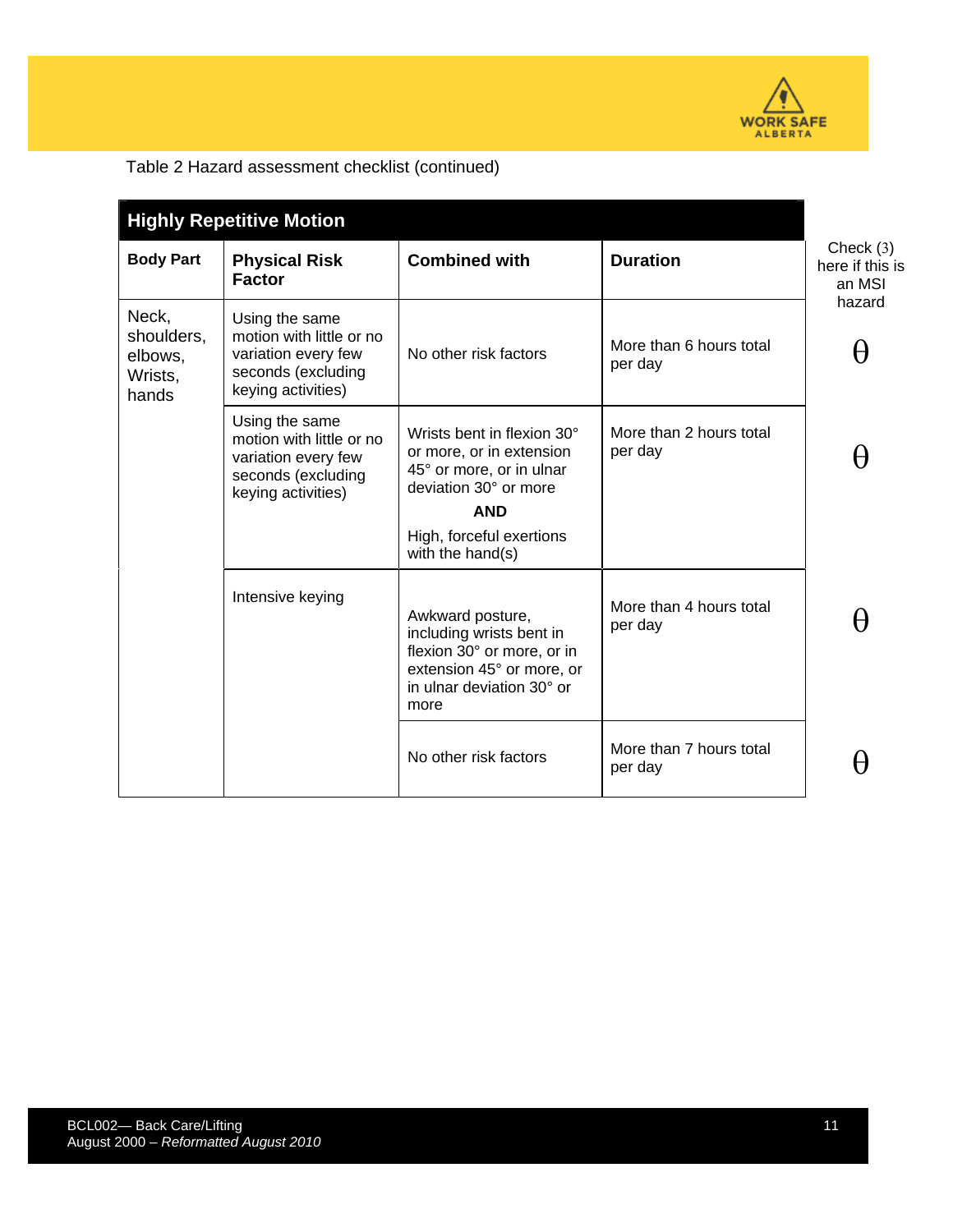Table 2 Hazard assessment checklist (continued)

| Highly Repetitive Motion | | | | |
|---|---|---|---|---|
| **Body Part** | **Physical Risk Factor** | **Combined with** | **Duration** | Check (3) here if this is an MSI hazard |
| Neck, shoulders, elbows, Wrists, hands | Using the same motion with little or no variation every few seconds (excluding keying activities) | No other risk factors | More than 6 hours total per day | θ |
| | Using the same motion with little or no variation every few seconds (excluding keying activities) | Wrists bent in flexion 30° or more, or in extension 45° or more, or in ulnar deviation 30° or more **AND** High, forceful exertions with the hand(s) | More than 2 hours total per day | θ |
| | Intensive keying | Awkward posture, including wrists bent in flexion 30° or more, or in extension 45° or more, or in ulnar deviation 30° or more | More than 4 hours total per day | θ |
| | | No other risk factors | More than 7 hours total per day | θ |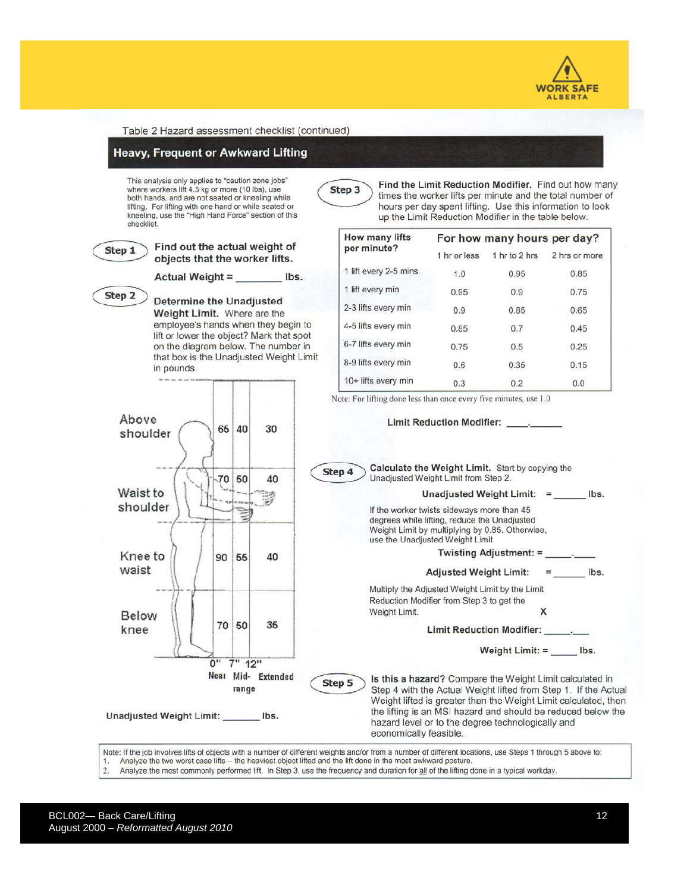Table 2 Hazard assessment checklist (continued)

## Heavy, Frequent or Awkward Lifting

This analysis only applies to "caution zone jobs" where workers lift 4.5 kg or more (10 lbs), use both hands, and are not seated or kneeling while lifting. For lifting with one hand or while seated or kneeling, use the "High Hand Force" section of this checklist.

**Step 1** **Find out the actual weight of objects that the worker lifts.**

**Actual Weight = ________ lbs.**

**Step 2** **Determine the Unadjusted Weight Limit.** Where are the employee's hands when they begin to lift or lower the object? Mark that spot on the diagram below. The number in that box is the Unadjusted Weight Limit in pounds.

| | Near (0") | Mid-range (7") | Extended (12") |
|---|---|---|---|
| Above shoulder | 65 | 40 | 30 |
| Waist to shoulder | 70 | 50 | 40 |
| Knee to waist | 90 | 55 | 40 |
| Below knee | 70 | 50 | 35 |

**Unadjusted Weight Limit: _______ lbs.**

**Step 3** **Find the Limit Reduction Modifier.** Find out how many times the worker lifts per minute and the total number of hours per day spent lifting. Use this information to look up the Limit Reduction Modifier in the table below.

| How many lifts per minute? | For how many hours per day? 1 hr or less | 1 hr to 2 hrs | 2 hrs or more |
|---|---|---|---|
| 1 lift every 2-5 mins. | 1.0 | 0.95 | 0.85 |
| 1 lift every min | 0.95 | 0.9 | 0.75 |
| 2-3 lifts every min | 0.9 | 0.85 | 0.65 |
| 4-5 lifts every min | 0.85 | 0.7 | 0.45 |
| 6-7 lifts every min | 0.75 | 0.5 | 0.25 |
| 8-9 lifts every min | 0.6 | 0.35 | 0.15 |
| 10+ lifts every min | 0.3 | 0.2 | 0.0 |

Note: For lifting done less than once every five minutes, use 1.0

**Limit Reduction Modifier: ____.______**

**Step 4** **Calculate the Weight Limit.** Start by copying the Unadjusted Weight Limit from Step 2.

**Unadjusted Weight Limit: = ______ lbs.**

If the worker twists sideways more than 45 degrees while lifting, reduce the Unadjusted Weight Limit by multiplying by 0.85. Otherwise, use the Unadjusted Weight Limit

**Twisting Adjustment: = _____.____**

**Adjusted Weight Limit: = ______ lbs.**

Multiply the Adjusted Weight Limit by the Limit Reduction Modifier from Step 3 to get the Weight Limit. **X**

**Limit Reduction Modifier: _____.___**

**Weight Limit: = _____ lbs.**

**Step 5** **Is this a hazard?** Compare the Weight Limit calculated in Step 4 with the Actual Weight lifted from Step 1. If the Actual Weight lifted is greater then the Weight Limit calculated, then the lifting is an MSI hazard and should be reduced below the hazard level or to the degree technologically and economically feasible.

Note: If the job involves lifts of objects with a number of different weights and/or from a number of different locations, use Steps 1 through 5 above to:

1. Analyze the two worst case lifts -- the heaviest object lifted and the lift done in the most awkward posture.
2. Analyze the most commonly performed lift. In Step 3, use the frequency and duration for all of the lifting done in a typical workday.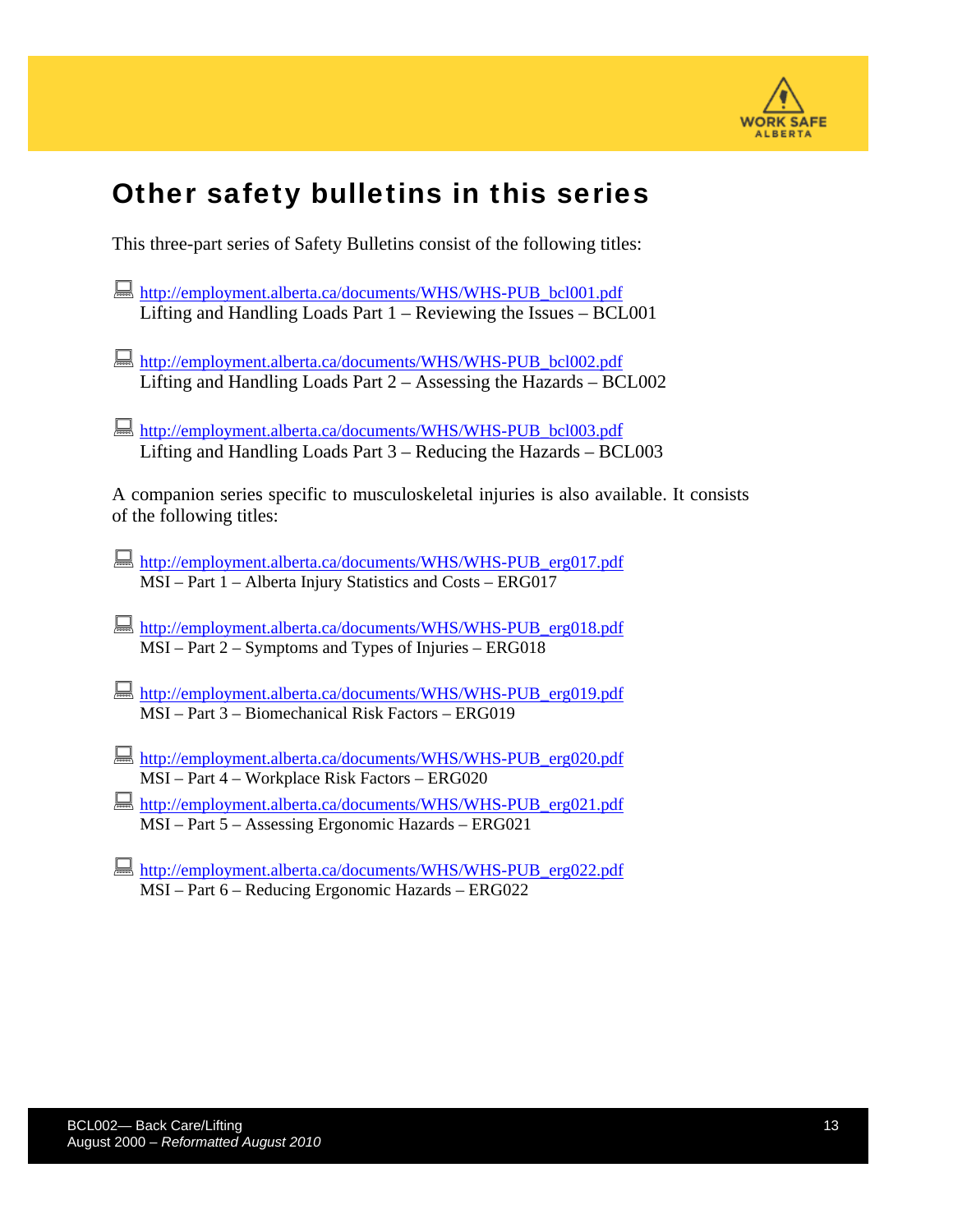## Other safety bulletins in this series

This three-part series of Safety Bulletins consist of the following titles:

- http://employment.alberta.ca/documents/WHS/WHS-PUB_bcl001.pdf
  Lifting and Handling Loads Part 1 – Reviewing the Issues – BCL001

- http://employment.alberta.ca/documents/WHS/WHS-PUB_bcl002.pdf
  Lifting and Handling Loads Part 2 – Assessing the Hazards – BCL002

- http://employment.alberta.ca/documents/WHS/WHS-PUB_bcl003.pdf
  Lifting and Handling Loads Part 3 – Reducing the Hazards – BCL003

A companion series specific to musculoskeletal injuries is also available. It consists of the following titles:

- http://employment.alberta.ca/documents/WHS/WHS-PUB_erg017.pdf
  MSI – Part 1 – Alberta Injury Statistics and Costs – ERG017

- http://employment.alberta.ca/documents/WHS/WHS-PUB_erg018.pdf
  MSI – Part 2 – Symptoms and Types of Injuries – ERG018

- http://employment.alberta.ca/documents/WHS/WHS-PUB_erg019.pdf
  MSI – Part 3 – Biomechanical Risk Factors – ERG019

- http://employment.alberta.ca/documents/WHS/WHS-PUB_erg020.pdf
  MSI – Part 4 – Workplace Risk Factors – ERG020

- http://employment.alberta.ca/documents/WHS/WHS-PUB_erg021.pdf
  MSI – Part 5 – Assessing Ergonomic Hazards – ERG021

- http://employment.alberta.ca/documents/WHS/WHS-PUB_erg022.pdf
  MSI – Part 6 – Reducing Ergonomic Hazards – ERG022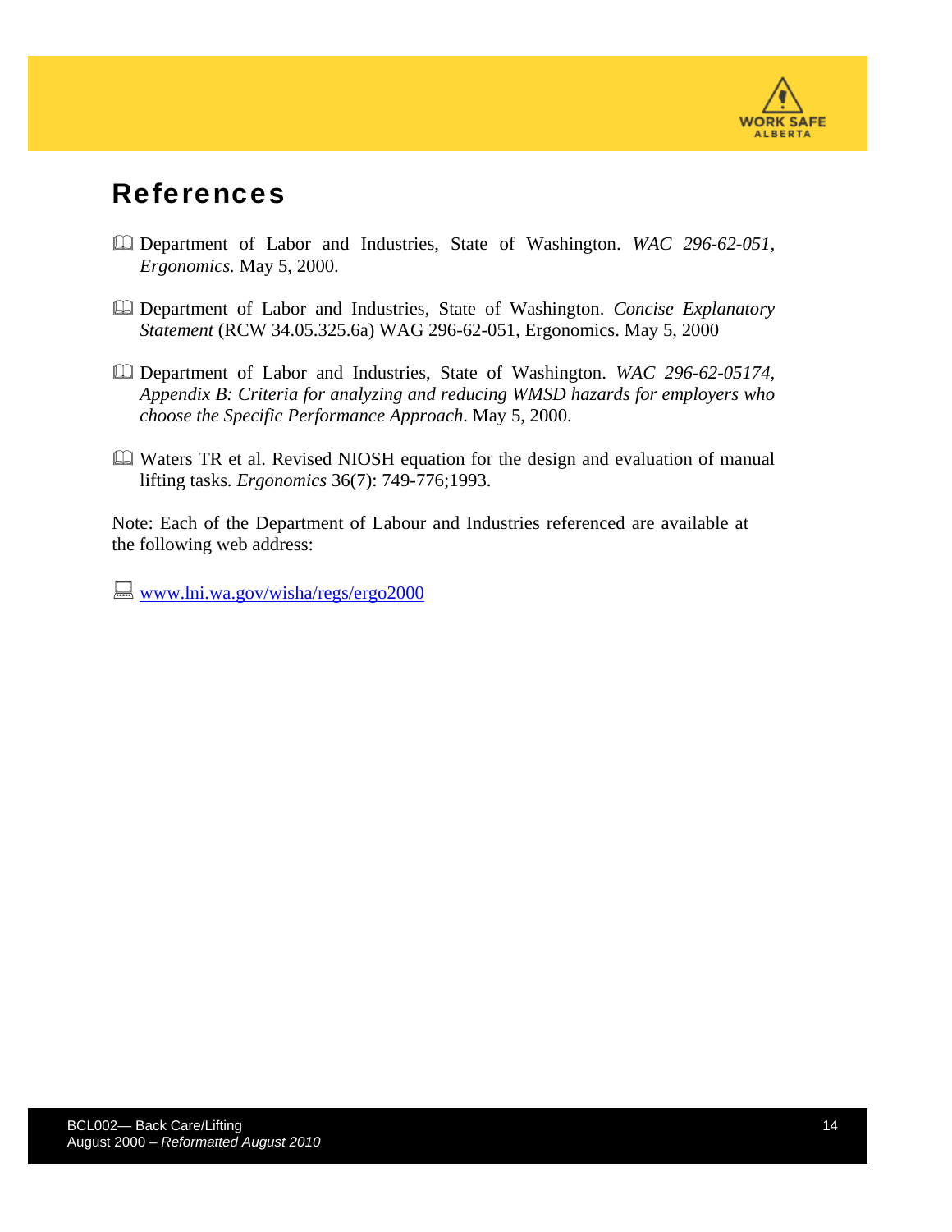# References

- Department of Labor and Industries, State of Washington. *WAC 296-62-051, Ergonomics.* May 5, 2000.
- Department of Labor and Industries, State of Washington. *Concise Explanatory Statement* (RCW 34.05.325.6a) WAG 296-62-051, Ergonomics. May 5, 2000
- Department of Labor and Industries, State of Washington. *WAC 296-62-05174, Appendix B: Criteria for analyzing and reducing WMSD hazards for employers who choose the Specific Performance Approach*. May 5, 2000.
- Waters TR et al. Revised NIOSH equation for the design and evaluation of manual lifting tasks. *Ergonomics* 36(7): 749-776;1993.

Note: Each of the Department of Labour and Industries referenced are available at the following web address:

[www.lni.wa.gov/wisha/regs/ergo2000](http://www.lni.wa.gov/wisha/regs/ergo2000)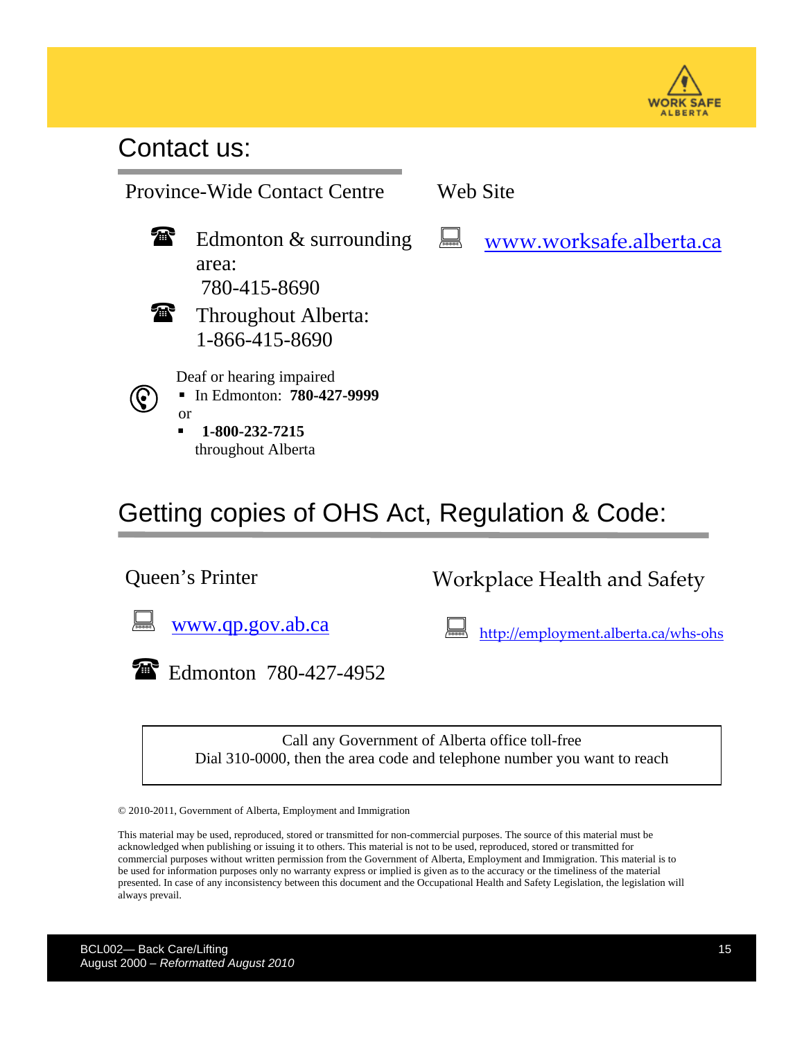## Contact us:

### Province-Wide Contact Centre

Edmonton & surrounding area:
780-415-8690

Throughout Alberta:
1-866-415-8690

Deaf or hearing impaired

- In Edmonton: **780-427-9999**

or

- **1-800-232-7215** throughout Alberta

### Web Site

[www.worksafe.alberta.ca](http://www.worksafe.alberta.ca)

## Getting copies of OHS Act, Regulation & Code:

### Queen's Printer

[www.qp.gov.ab.ca](http://www.qp.gov.ab.ca)

Edmonton 780-427-4952

### Workplace Health and Safety

[http://employment.alberta.ca/whs-ohs](http://employment.alberta.ca/whs-ohs)

| |
|---|
| Call any Government of Alberta office toll-free<br>Dial 310-0000, then the area code and telephone number you want to reach |

© 2010-2011, Government of Alberta, Employment and Immigration

This material may be used, reproduced, stored or transmitted for non-commercial purposes. The source of this material must be acknowledged when publishing or issuing it to others. This material is not to be used, reproduced, stored or transmitted for commercial purposes without written permission from the Government of Alberta, Employment and Immigration. This material is to be used for information purposes only no warranty express or implied is given as to the accuracy or the timeliness of the material presented. In case of any inconsistency between this document and the Occupational Health and Safety Legislation, the legislation will always prevail.